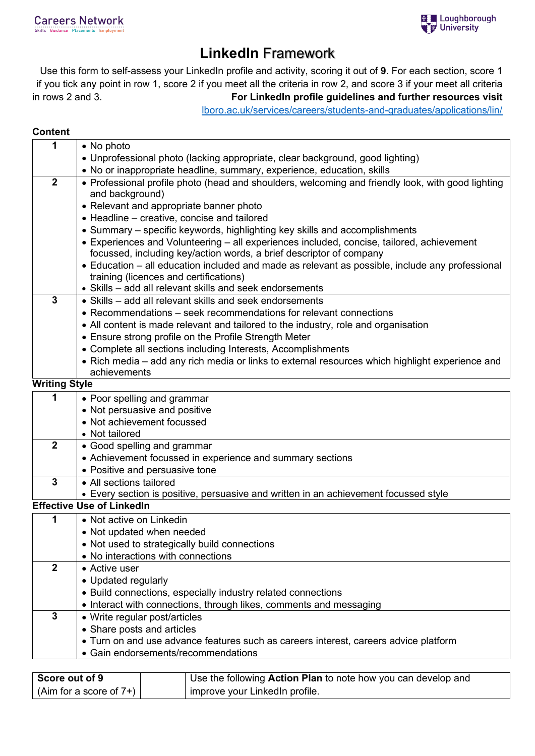Careers Network
Skills Guidance Placements Employment

Loughborough University

# LinkedIn Framework

Use this form to self-assess your LinkedIn profile and activity, scoring it out of **9**. For each section, score 1 if you tick any point in row 1, score 2 if you meet all the criteria in row 2, and score 3 if your meet all criteria in rows 2 and 3. **For LinkedIn profile guidelines and further resources visit** lboro.ac.uk/services/careers/students-and-graduates/applications/lin/

**Content**

| | |
|---|---|
| **1** | • No photo<br>• Unprofessional photo (lacking appropriate, clear background, good lighting)<br>• No or inappropriate headline, summary, experience, education, skills |
| **2** | • Professional profile photo (head and shoulders, welcoming and friendly look, with good lighting and background)<br>• Relevant and appropriate banner photo<br>• Headline – creative, concise and tailored<br>• Summary – specific keywords, highlighting key skills and accomplishments<br>• Experiences and Volunteering – all experiences included, concise, tailored, achievement focussed, including key/action words, a brief descriptor of company<br>• Education – all education included and made as relevant as possible, include any professional training (licences and certifications)<br>• Skills – add all relevant skills and seek endorsements |
| **3** | • Skills – add all relevant skills and seek endorsements<br>• Recommendations – seek recommendations for relevant connections<br>• All content is made relevant and tailored to the industry, role and organisation<br>• Ensure strong profile on the Profile Strength Meter<br>• Complete all sections including Interests, Accomplishments<br>• Rich media – add any rich media or links to external resources which highlight experience and achievements |

**Writing Style**

| | |
|---|---|
| **1** | • Poor spelling and grammar<br>• Not persuasive and positive<br>• Not achievement focussed<br>• Not tailored |
| **2** | • Good spelling and grammar<br>• Achievement focussed in experience and summary sections<br>• Positive and persuasive tone |
| **3** | • All sections tailored<br>• Every section is positive, persuasive and written in an achievement focussed style |

**Effective Use of LinkedIn**

| | |
|---|---|
| **1** | • Not active on Linkedin<br>• Not updated when needed<br>• Not used to strategically build connections<br>• No interactions with connections |
| **2** | • Active user<br>• Updated regularly<br>• Build connections, especially industry related connections<br>• Interact with connections, through likes, comments and messaging |
| **3** | • Write regular post/articles<br>• Share posts and articles<br>• Turn on and use advance features such as careers interest, careers advice platform<br>• Gain endorsements/recommendations |

| **Score out of 9**<br>(Aim for a score of 7+) | | Use the following **Action Plan** to note how you can develop and improve your LinkedIn profile. |
|---|---|---|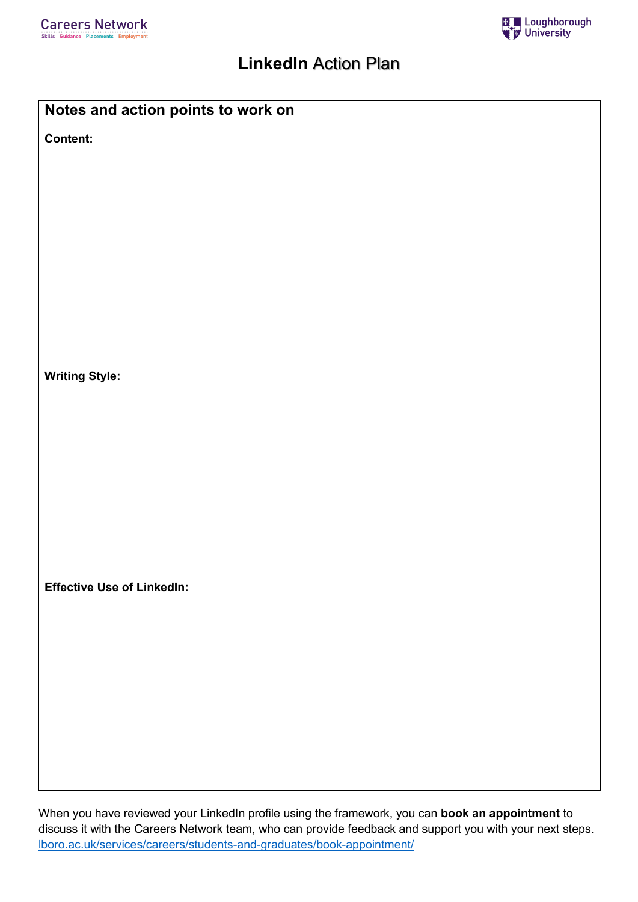# LinkedIn Action Plan

| Notes and action points to work on |
|---|
| **Content:** |
| **Writing Style:** |
| **Effective Use of LinkedIn:** |

When you have reviewed your LinkedIn profile using the framework, you can **book an appointment** to discuss it with the Careers Network team, who can provide feedback and support you with your next steps. lboro.ac.uk/services/careers/students-and-graduates/book-appointment/